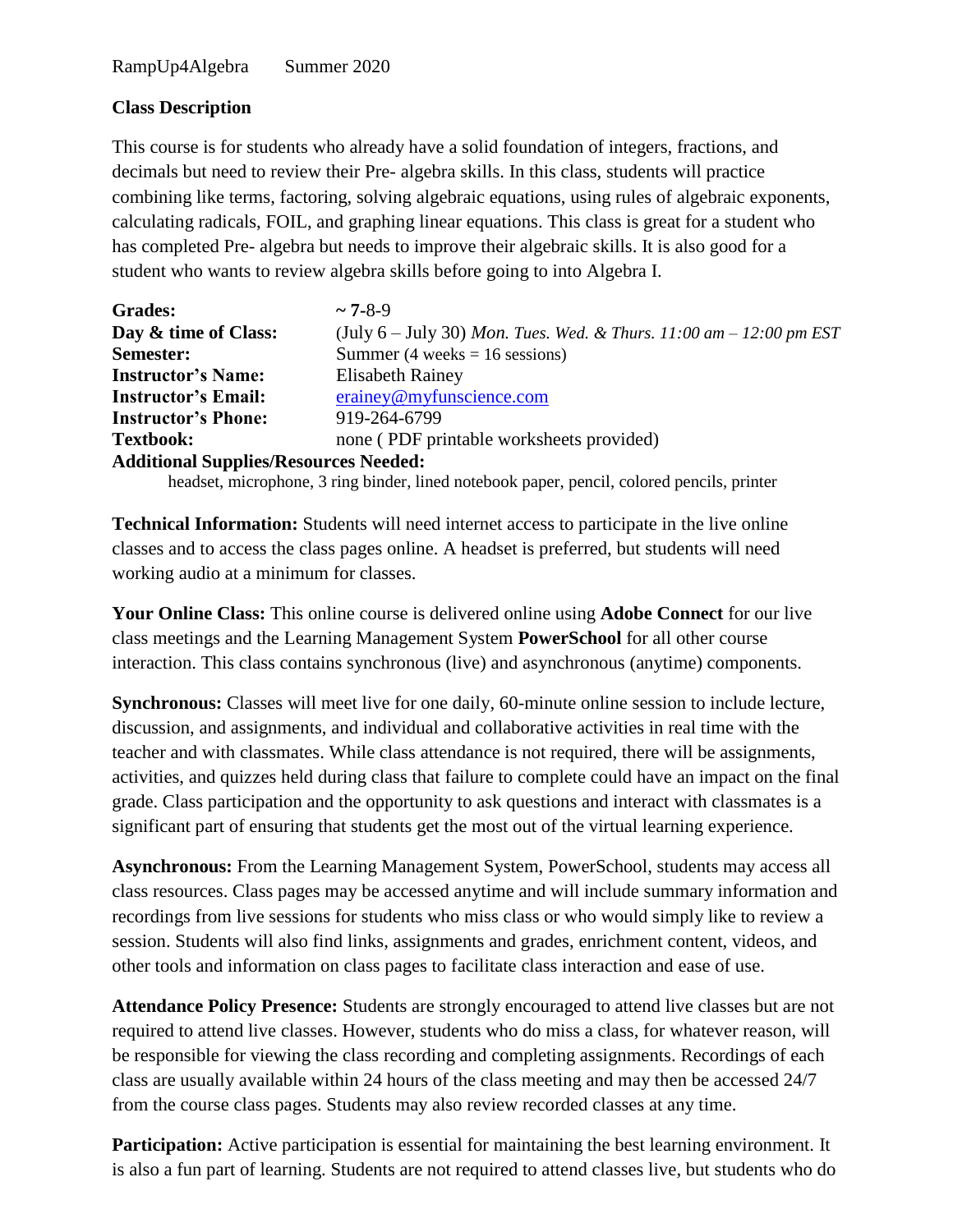RampUp4Algebra    Summer 2020

**Class Description**

This course is for students who already have a solid foundation of integers, fractions, and decimals but need to review their Pre- algebra skills. In this class, students will practice combining like terms, factoring, solving algebraic equations, using rules of algebraic exponents, calculating radicals, FOIL, and graphing linear equations. This class is great for a student who has completed Pre- algebra but needs to improve their algebraic skills. It is also good for a student who wants to review algebra skills before going to into Algebra I.

| | |
|---|---|
| **Grades:** | ~ **7**-8-9 |
| **Day & time of Class:** | (July 6 – July 30) *Mon. Tues. Wed. & Thurs. 11:00 am – 12:00 pm EST* |
| **Semester:** | Summer (4 weeks = 16 sessions) |
| **Instructor's Name:** | Elisabeth Rainey |
| **Instructor's Email:** | erainey@myfunscience.com |
| **Instructor's Phone:** | 919-264-6799 |
| **Textbook:** | none ( PDF printable worksheets provided) |

**Additional Supplies/Resources Needed:**

headset, microphone, 3 ring binder, lined notebook paper, pencil, colored pencils, printer

**Technical Information:** Students will need internet access to participate in the live online classes and to access the class pages online. A headset is preferred, but students will need working audio at a minimum for classes.

**Your Online Class:** This online course is delivered online using **Adobe Connect** for our live class meetings and the Learning Management System **PowerSchool** for all other course interaction. This class contains synchronous (live) and asynchronous (anytime) components.

**Synchronous:** Classes will meet live for one daily, 60-minute online session to include lecture, discussion, and assignments, and individual and collaborative activities in real time with the teacher and with classmates. While class attendance is not required, there will be assignments, activities, and quizzes held during class that failure to complete could have an impact on the final grade. Class participation and the opportunity to ask questions and interact with classmates is a significant part of ensuring that students get the most out of the virtual learning experience.

**Asynchronous:** From the Learning Management System, PowerSchool, students may access all class resources. Class pages may be accessed anytime and will include summary information and recordings from live sessions for students who miss class or who would simply like to review a session. Students will also find links, assignments and grades, enrichment content, videos, and other tools and information on class pages to facilitate class interaction and ease of use.

**Attendance Policy Presence:** Students are strongly encouraged to attend live classes but are not required to attend live classes. However, students who do miss a class, for whatever reason, will be responsible for viewing the class recording and completing assignments. Recordings of each class are usually available within 24 hours of the class meeting and may then be accessed 24/7 from the course class pages. Students may also review recorded classes at any time.

**Participation:** Active participation is essential for maintaining the best learning environment. It is also a fun part of learning. Students are not required to attend classes live, but students who do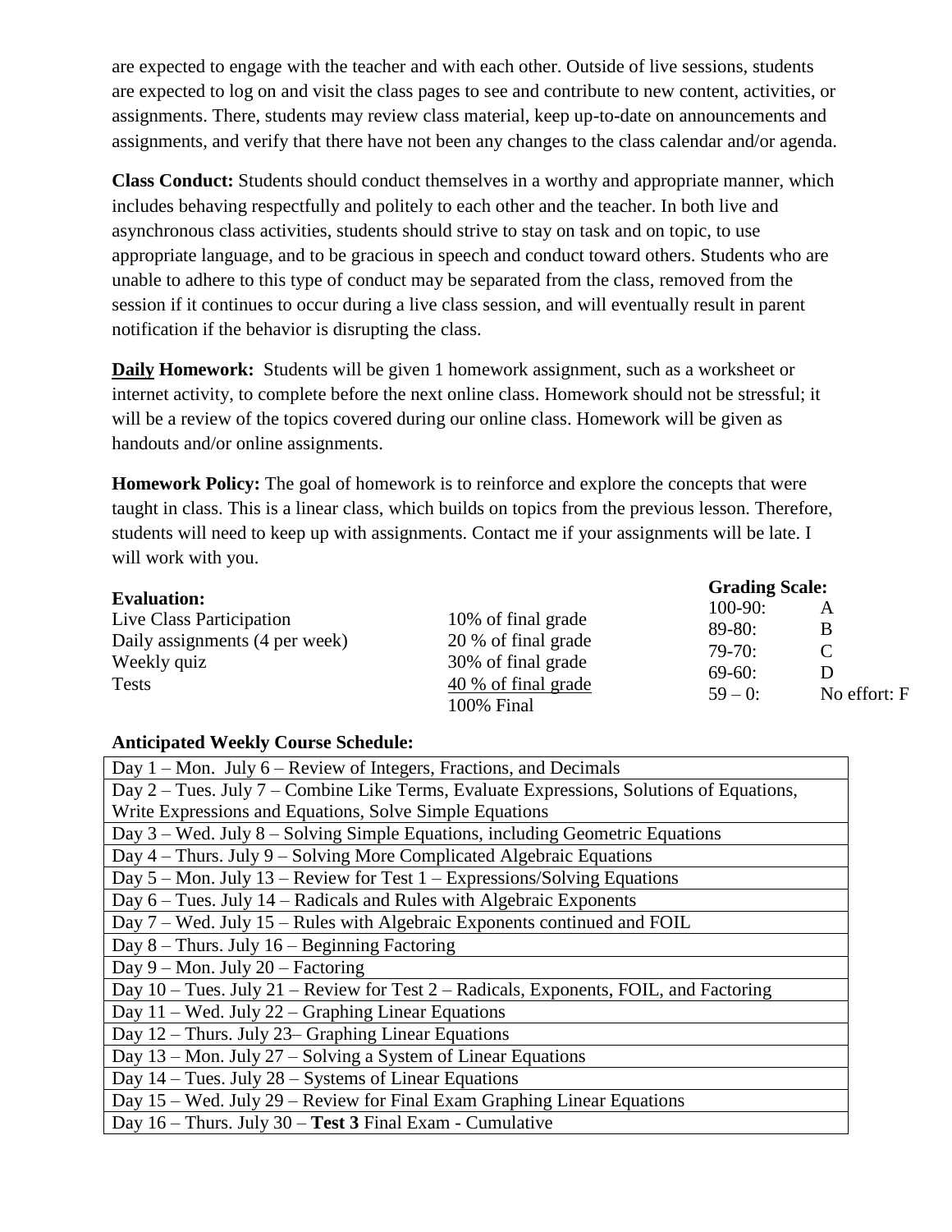are expected to engage with the teacher and with each other. Outside of live sessions, students are expected to log on and visit the class pages to see and contribute to new content, activities, or assignments. There, students may review class material, keep up-to-date on announcements and assignments, and verify that there have not been any changes to the class calendar and/or agenda.

**Class Conduct:** Students should conduct themselves in a worthy and appropriate manner, which includes behaving respectfully and politely to each other and the teacher. In both live and asynchronous class activities, students should strive to stay on task and on topic, to use appropriate language, and to be gracious in speech and conduct toward others. Students who are unable to adhere to this type of conduct may be separated from the class, removed from the session if it continues to occur during a live class session, and will eventually result in parent notification if the behavior is disrupting the class.

**Daily Homework:** Students will be given 1 homework assignment, such as a worksheet or internet activity, to complete before the next online class. Homework should not be stressful; it will be a review of the topics covered during our online class. Homework will be given as handouts and/or online assignments.

**Homework Policy:** The goal of homework is to reinforce and explore the concepts that were taught in class. This is a linear class, which builds on topics from the previous lesson. Therefore, students will need to keep up with assignments. Contact me if your assignments will be late. I will work with you.

**Evaluation:**

| | |
|---|---|
| Live Class Participation | 10% of final grade |
| Daily assignments (4 per week) | 20 % of final grade |
| Weekly quiz | 30% of final grade |
| Tests | 40 % of final grade |
| | 100% Final |

**Grading Scale:**

| | |
|---|---|
| 100-90: | A |
| 89-80: | B |
| 79-70: | C |
| 69-60: | D |
| 59 – 0: | No effort: F |

**Anticipated Weekly Course Schedule:**

| |
|---|
| Day 1 – Mon. July 6 – Review of Integers, Fractions, and Decimals |
| Day 2 – Tues. July 7 – Combine Like Terms, Evaluate Expressions, Solutions of Equations, Write Expressions and Equations, Solve Simple Equations |
| Day 3 – Wed. July 8 – Solving Simple Equations, including Geometric Equations |
| Day 4 – Thurs. July 9 – Solving More Complicated Algebraic Equations |
| Day 5 – Mon. July 13 – Review for Test 1 – Expressions/Solving Equations |
| Day 6 – Tues. July 14 – Radicals and Rules with Algebraic Exponents |
| Day 7 – Wed. July 15 – Rules with Algebraic Exponents continued and FOIL |
| Day 8 – Thurs. July 16 – Beginning Factoring |
| Day 9 – Mon. July 20 – Factoring |
| Day 10 – Tues. July 21 – Review for Test 2 – Radicals, Exponents, FOIL, and Factoring |
| Day 11 – Wed. July 22 – Graphing Linear Equations |
| Day 12 – Thurs. July 23– Graphing Linear Equations |
| Day 13 – Mon. July 27 – Solving a System of Linear Equations |
| Day 14 – Tues. July 28 – Systems of Linear Equations |
| Day 15 – Wed. July 29 – Review for Final Exam Graphing Linear Equations |
| Day 16 – Thurs. July 30 – **Test 3** Final Exam - Cumulative |